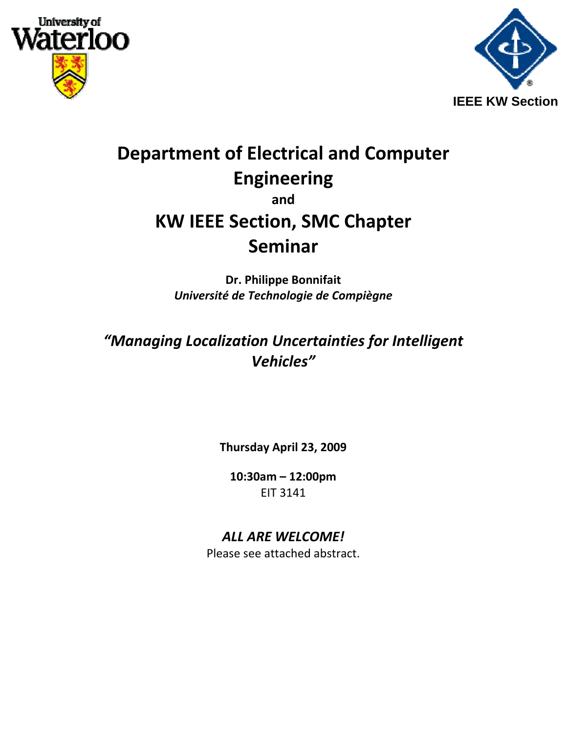University of Waterloo

IEEE KW Section

# Department of Electrical and Computer Engineering

**and**

# KW IEEE Section, SMC Chapter Seminar

**Dr. Philippe Bonnifait**
***Université de Technologie de Compiègne***

## *“Managing Localization Uncertainties for Intelligent Vehicles”*

**Thursday April 23, 2009**

**10:30am – 12:00pm**
EIT 3141

***ALL ARE WELCOME!***
Please see attached abstract.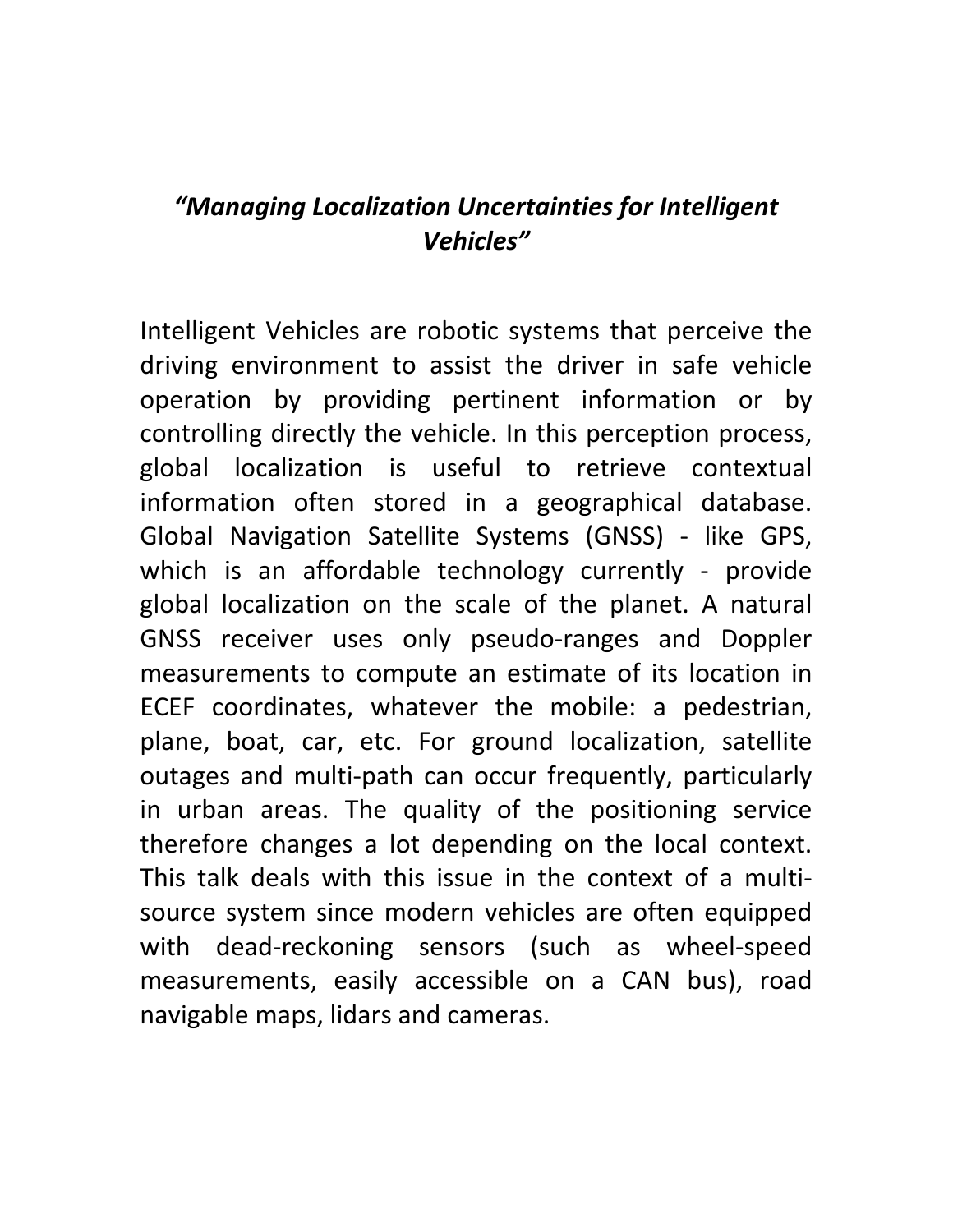# *"Managing Localization Uncertainties for Intelligent Vehicles"*

Intelligent Vehicles are robotic systems that perceive the driving environment to assist the driver in safe vehicle operation by providing pertinent information or by controlling directly the vehicle. In this perception process, global localization is useful to retrieve contextual information often stored in a geographical database. Global Navigation Satellite Systems (GNSS) - like GPS, which is an affordable technology currently - provide global localization on the scale of the planet. A natural GNSS receiver uses only pseudo-ranges and Doppler measurements to compute an estimate of its location in ECEF coordinates, whatever the mobile: a pedestrian, plane, boat, car, etc. For ground localization, satellite outages and multi-path can occur frequently, particularly in urban areas. The quality of the positioning service therefore changes a lot depending on the local context. This talk deals with this issue in the context of a multi-source system since modern vehicles are often equipped with dead-reckoning sensors (such as wheel-speed measurements, easily accessible on a CAN bus), road navigable maps, lidars and cameras.